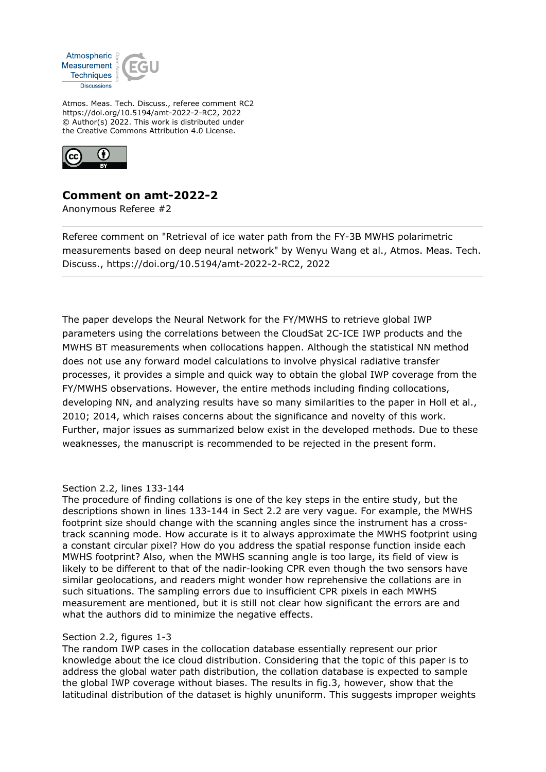Atmos. Meas. Tech. Discuss., referee comment RC2
https://doi.org/10.5194/amt-2022-2-RC2, 2022
© Author(s) 2022. This work is distributed under
the Creative Commons Attribution 4.0 License.

## Comment on amt-2022-2

Anonymous Referee #2

Referee comment on "Retrieval of ice water path from the FY-3B MWHS polarimetric measurements based on deep neural network" by Wenyu Wang et al., Atmos. Meas. Tech. Discuss., https://doi.org/10.5194/amt-2022-2-RC2, 2022

---

The paper develops the Neural Network for the FY/MWHS to retrieve global IWP parameters using the correlations between the CloudSat 2C-ICE IWP products and the MWHS BT measurements when collocations happen. Although the statistical NN method does not use any forward model calculations to involve physical radiative transfer processes, it provides a simple and quick way to obtain the global IWP coverage from the FY/MWHS observations. However, the entire methods including finding collocations, developing NN, and analyzing results have so many similarities to the paper in Holl et al., 2010; 2014, which raises concerns about the significance and novelty of this work. Further, major issues as summarized below exist in the developed methods. Due to these weaknesses, the manuscript is recommended to be rejected in the present form.

Section 2.2, lines 133-144
The procedure of finding collations is one of the key steps in the entire study, but the descriptions shown in lines 133-144 in Sect 2.2 are very vague. For example, the MWHS footprint size should change with the scanning angles since the instrument has a cross-track scanning mode. How accurate is it to always approximate the MWHS footprint using a constant circular pixel? How do you address the spatial response function inside each MWHS footprint? Also, when the MWHS scanning angle is too large, its field of view is likely to be different to that of the nadir-looking CPR even though the two sensors have similar geolocations, and readers might wonder how reprehensive the collations are in such situations. The sampling errors due to insufficient CPR pixels in each MWHS measurement are mentioned, but it is still not clear how significant the errors are and what the authors did to minimize the negative effects.

Section 2.2, figures 1-3
The random IWP cases in the collocation database essentially represent our prior knowledge about the ice cloud distribution. Considering that the topic of this paper is to address the global water path distribution, the collation database is expected to sample the global IWP coverage without biases. The results in fig.3, however, show that the latitudinal distribution of the dataset is highly ununiform. This suggests improper weights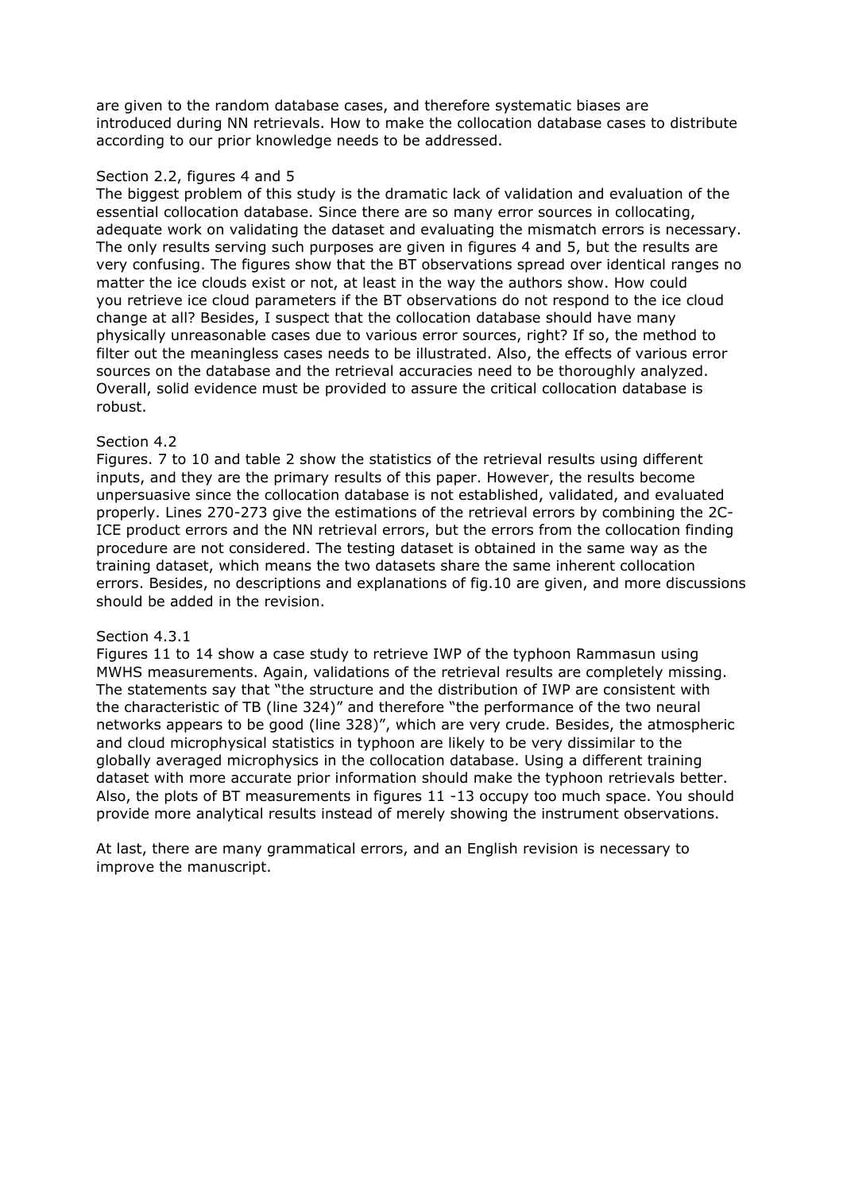are given to the random database cases, and therefore systematic biases are introduced during NN retrievals. How to make the collocation database cases to distribute according to our prior knowledge needs to be addressed.

Section 2.2, figures 4 and 5

The biggest problem of this study is the dramatic lack of validation and evaluation of the essential collocation database. Since there are so many error sources in collocating, adequate work on validating the dataset and evaluating the mismatch errors is necessary. The only results serving such purposes are given in figures 4 and 5, but the results are very confusing. The figures show that the BT observations spread over identical ranges no matter the ice clouds exist or not, at least in the way the authors show. How could you retrieve ice cloud parameters if the BT observations do not respond to the ice cloud change at all? Besides, I suspect that the collocation database should have many physically unreasonable cases due to various error sources, right? If so, the method to filter out the meaningless cases needs to be illustrated. Also, the effects of various error sources on the database and the retrieval accuracies need to be thoroughly analyzed. Overall, solid evidence must be provided to assure the critical collocation database is robust.

Section 4.2

Figures. 7 to 10 and table 2 show the statistics of the retrieval results using different inputs, and they are the primary results of this paper. However, the results become unpersuasive since the collocation database is not established, validated, and evaluated properly. Lines 270-273 give the estimations of the retrieval errors by combining the 2C-ICE product errors and the NN retrieval errors, but the errors from the collocation finding procedure are not considered. The testing dataset is obtained in the same way as the training dataset, which means the two datasets share the same inherent collocation errors. Besides, no descriptions and explanations of fig.10 are given, and more discussions should be added in the revision.

Section 4.3.1

Figures 11 to 14 show a case study to retrieve IWP of the typhoon Rammasun using MWHS measurements. Again, validations of the retrieval results are completely missing. The statements say that "the structure and the distribution of IWP are consistent with the characteristic of TB (line 324)" and therefore "the performance of the two neural networks appears to be good (line 328)", which are very crude. Besides, the atmospheric and cloud microphysical statistics in typhoon are likely to be very dissimilar to the globally averaged microphysics in the collocation database. Using a different training dataset with more accurate prior information should make the typhoon retrievals better. Also, the plots of BT measurements in figures 11 -13 occupy too much space. You should provide more analytical results instead of merely showing the instrument observations.

At last, there are many grammatical errors, and an English revision is necessary to improve the manuscript.